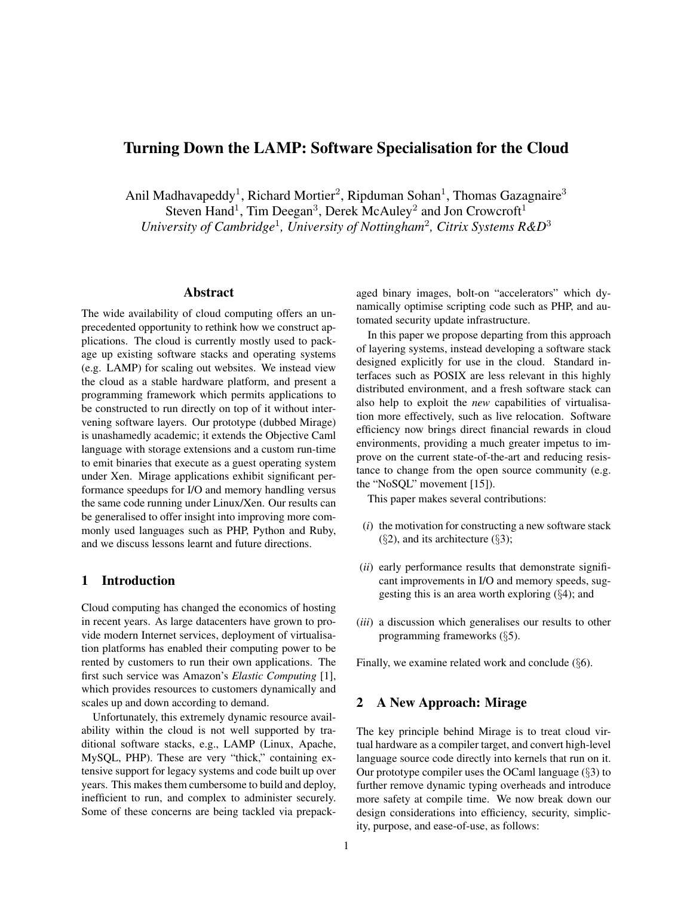# Turning Down the LAMP: Software Specialisation for the Cloud

Anil Madhavapeddy[1], Richard Mortier[2], Ripduman Sohan[1], Thomas Gazagnaire[3]
Steven Hand[1], Tim Deegan[3], Derek McAuley[2] and Jon Crowcroft[1]

*University of Cambridge*[1]*, University of Nottingham*[2]*, Citrix Systems R&D*[3]

## Abstract

The wide availability of cloud computing offers an unprecedented opportunity to rethink how we construct applications. The cloud is currently mostly used to package up existing software stacks and operating systems (e.g. LAMP) for scaling out websites. We instead view the cloud as a stable hardware platform, and present a programming framework which permits applications to be constructed to run directly on top of it without intervening software layers. Our prototype (dubbed Mirage) is unashamedly academic; it extends the Objective Caml language with storage extensions and a custom run-time to emit binaries that execute as a guest operating system under Xen. Mirage applications exhibit significant performance speedups for I/O and memory handling versus the same code running under Linux/Xen. Our results can be generalised to offer insight into improving more commonly used languages such as PHP, Python and Ruby, and we discuss lessons learnt and future directions.

## 1 Introduction

Cloud computing has changed the economics of hosting in recent years. As large datacenters have grown to provide modern Internet services, deployment of virtualisation platforms has enabled their computing power to be rented by customers to run their own applications. The first such service was Amazon's *Elastic Computing* [1], which provides resources to customers dynamically and scales up and down according to demand.

Unfortunately, this extremely dynamic resource availability within the cloud is not well supported by traditional software stacks, e.g., LAMP (Linux, Apache, MySQL, PHP). These are very "thick," containing extensive support for legacy systems and code built up over years. This makes them cumbersome to build and deploy, inefficient to run, and complex to administer securely. Some of these concerns are being tackled via prepackaged binary images, bolt-on "accelerators" which dynamically optimise scripting code such as PHP, and automated security update infrastructure.

In this paper we propose departing from this approach of layering systems, instead developing a software stack designed explicitly for use in the cloud. Standard interfaces such as POSIX are less relevant in this highly distributed environment, and a fresh software stack can also help to exploit the *new* capabilities of virtualisation more effectively, such as live relocation. Software efficiency now brings direct financial rewards in cloud environments, providing a much greater impetus to improve on the current state-of-the-art and reducing resistance to change from the open source community (e.g. the "NoSQL" movement [15]).

This paper makes several contributions:

(*i*) the motivation for constructing a new software stack (§2), and its architecture (§3);

(*ii*) early performance results that demonstrate significant improvements in I/O and memory speeds, suggesting this is an area worth exploring (§4); and

(*iii*) a discussion which generalises our results to other programming frameworks (§5).

Finally, we examine related work and conclude (§6).

## 2 A New Approach: Mirage

The key principle behind Mirage is to treat cloud virtual hardware as a compiler target, and convert high-level language source code directly into kernels that run on it. Our prototype compiler uses the OCaml language (§3) to further remove dynamic typing overheads and introduce more safety at compile time. We now break down our design considerations into efficiency, security, simplicity, purpose, and ease-of-use, as follows: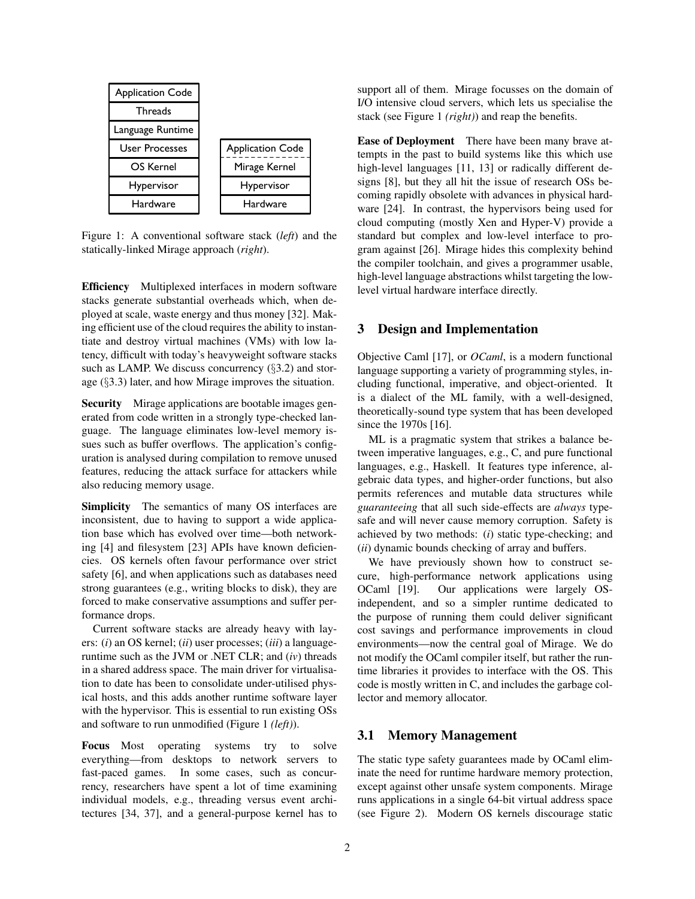| Application Code | | Application Code |
| --- | --- | --- |
| Threads | | |
| Language Runtime | | |
| User Processes | | |
| OS Kernel | | Mirage Kernel |
| Hypervisor | | Hypervisor |
| Hardware | | Hardware |

Figure 1: A conventional software stack (*left*) and the statically-linked Mirage approach (*right*).

**Efficiency** Multiplexed interfaces in modern software stacks generate substantial overheads which, when deployed at scale, waste energy and thus money [32]. Making efficient use of the cloud requires the ability to instantiate and destroy virtual machines (VMs) with low latency, difficult with today's heavyweight software stacks such as LAMP. We discuss concurrency (§3.2) and storage (§3.3) later, and how Mirage improves the situation.

**Security** Mirage applications are bootable images generated from code written in a strongly type-checked language. The language eliminates low-level memory issues such as buffer overflows. The application's configuration is analysed during compilation to remove unused features, reducing the attack surface for attackers while also reducing memory usage.

**Simplicity** The semantics of many OS interfaces are inconsistent, due to having to support a wide application base which has evolved over time—both networking [4] and filesystem [23] APIs have known deficiencies. OS kernels often favour performance over strict safety [6], and when applications such as databases need strong guarantees (e.g., writing blocks to disk), they are forced to make conservative assumptions and suffer performance drops.

Current software stacks are already heavy with layers: (*i*) an OS kernel; (*ii*) user processes; (*iii*) a language-runtime such as the JVM or .NET CLR; and (*iv*) threads in a shared address space. The main driver for virtualisation to date has been to consolidate under-utilised physical hosts, and this adds another runtime software layer with the hypervisor. This is essential to run existing OSs and software to run unmodified (Figure 1 *(left)*).

**Focus** Most operating systems try to solve everything—from desktops to network servers to fast-paced games. In some cases, such as concurrency, researchers have spent a lot of time examining individual models, e.g., threading versus event architectures [34, 37], and a general-purpose kernel has to support all of them. Mirage focusses on the domain of I/O intensive cloud servers, which lets us specialise the stack (see Figure 1 *(right)*) and reap the benefits.

**Ease of Deployment** There have been many brave attempts in the past to build systems like this which use high-level languages [11, 13] or radically different designs [8], but they all hit the issue of research OSs becoming rapidly obsolete with advances in physical hardware [24]. In contrast, the hypervisors being used for cloud computing (mostly Xen and Hyper-V) provide a standard but complex and low-level interface to program against [26]. Mirage hides this complexity behind the compiler toolchain, and gives a programmer usable, high-level language abstractions whilst targeting the low-level virtual hardware interface directly.

## 3 Design and Implementation

Objective Caml [17], or *OCaml*, is a modern functional language supporting a variety of programming styles, including functional, imperative, and object-oriented. It is a dialect of the ML family, with a well-designed, theoretically-sound type system that has been developed since the 1970s [16].

ML is a pragmatic system that strikes a balance between imperative languages, e.g., C, and pure functional languages, e.g., Haskell. It features type inference, algebraic data types, and higher-order functions, but also permits references and mutable data structures while *guaranteeing* that all such side-effects are *always* type-safe and will never cause memory corruption. Safety is achieved by two methods: (*i*) static type-checking; and (*ii*) dynamic bounds checking of array and buffers.

We have previously shown how to construct secure, high-performance network applications using OCaml [19]. Our applications were largely OS-independent, and so a simpler runtime dedicated to the purpose of running them could deliver significant cost savings and performance improvements in cloud environments—now the central goal of Mirage. We do not modify the OCaml compiler itself, but rather the runtime libraries it provides to interface with the OS. This code is mostly written in C, and includes the garbage collector and memory allocator.

### 3.1 Memory Management

The static type safety guarantees made by OCaml eliminate the need for runtime hardware memory protection, except against other unsafe system components. Mirage runs applications in a single 64-bit virtual address space (see Figure 2). Modern OS kernels discourage static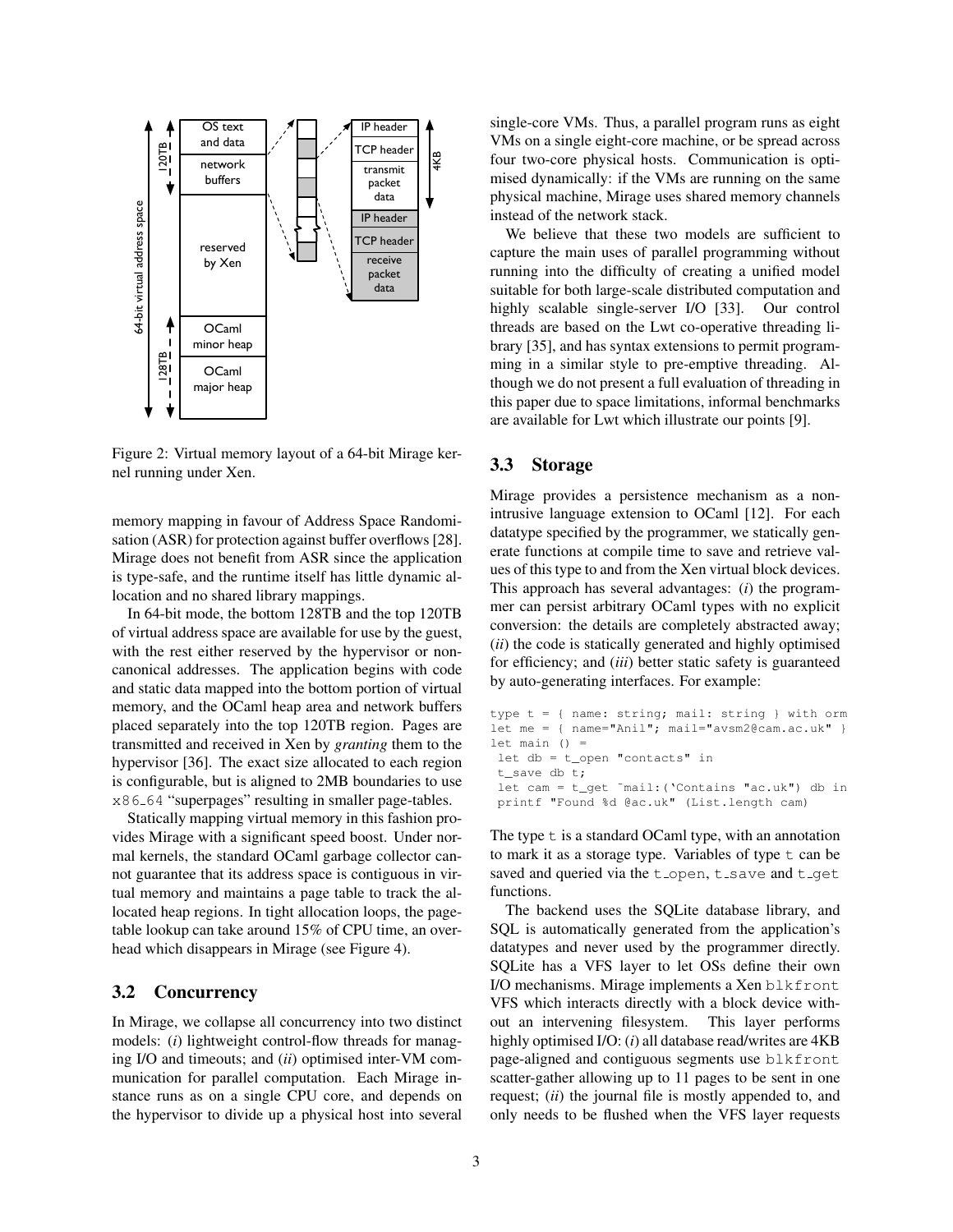Figure 2: Virtual memory layout of a 64-bit Mirage kernel running under Xen.

memory mapping in favour of Address Space Randomisation (ASR) for protection against buffer overflows [28]. Mirage does not benefit from ASR since the application is type-safe, and the runtime itself has little dynamic allocation and no shared library mappings.

In 64-bit mode, the bottom 128TB and the top 120TB of virtual address space are available for use by the guest, with the rest either reserved by the hypervisor or non-canonical addresses. The application begins with code and static data mapped into the bottom portion of virtual memory, and the OCaml heap area and network buffers placed separately into the top 120TB region. Pages are transmitted and received in Xen by *granting* them to the hypervisor [36]. The exact size allocated to each region is configurable, but is aligned to 2MB boundaries to use x86_64 "superpages" resulting in smaller page-tables.

Statically mapping virtual memory in this fashion provides Mirage with a significant speed boost. Under normal kernels, the standard OCaml garbage collector cannot guarantee that its address space is contiguous in virtual memory and maintains a page table to track the allocated heap regions. In tight allocation loops, the page-table lookup can take around 15% of CPU time, an overhead which disappears in Mirage (see Figure 4).

## 3.2 Concurrency

In Mirage, we collapse all concurrency into two distinct models: (*i*) lightweight control-flow threads for managing I/O and timeouts; and (*ii*) optimised inter-VM communication for parallel computation. Each Mirage instance runs as on a single CPU core, and depends on the hypervisor to divide up a physical host into several single-core VMs. Thus, a parallel program runs as eight VMs on a single eight-core machine, or be spread across four two-core physical hosts. Communication is optimised dynamically: if the VMs are running on the same physical machine, Mirage uses shared memory channels instead of the network stack.

We believe that these two models are sufficient to capture the main uses of parallel programming without running into the difficulty of creating a unified model suitable for both large-scale distributed computation and highly scalable single-server I/O [33]. Our control threads are based on the Lwt co-operative threading library [35], and has syntax extensions to permit programming in a similar style to pre-emptive threading. Although we do not present a full evaluation of threading in this paper due to space limitations, informal benchmarks are available for Lwt which illustrate our points [9].

## 3.3 Storage

Mirage provides a persistence mechanism as a non-intrusive language extension to OCaml [12]. For each datatype specified by the programmer, we statically generate functions at compile time to save and retrieve values of this type to and from the Xen virtual block devices. This approach has several advantages: (*i*) the programmer can persist arbitrary OCaml types with no explicit conversion: the details are completely abstracted away; (*ii*) the code is statically generated and highly optimised for efficiency; and (*iii*) better static safety is guaranteed by auto-generating interfaces. For example:

```
type t = { name: string; mail: string } with orm
let me = { name="Anil"; mail="avsm2@cam.ac.uk" }
let main () =
 let db = t_open "contacts" in
 t_save db t;
 let cam = t_get ~mail:(`Contains "ac.uk") db in
 printf "Found %d @ac.uk" (List.length cam)
```

The type t is a standard OCaml type, with an annotation to mark it as a storage type. Variables of type t can be saved and queried via the t_open, t_save and t_get functions.

The backend uses the SQLite database library, and SQL is automatically generated from the application's datatypes and never used by the programmer directly. SQLite has a VFS layer to let OSs define their own I/O mechanisms. Mirage implements a Xen blkfront VFS which interacts directly with a block device without an intervening filesystem. This layer performs highly optimised I/O: (*i*) all database read/writes are 4KB page-aligned and contiguous segments use blkfront scatter-gather allowing up to 11 pages to be sent in one request; (*ii*) the journal file is mostly appended to, and only needs to be flushed when the VFS layer requests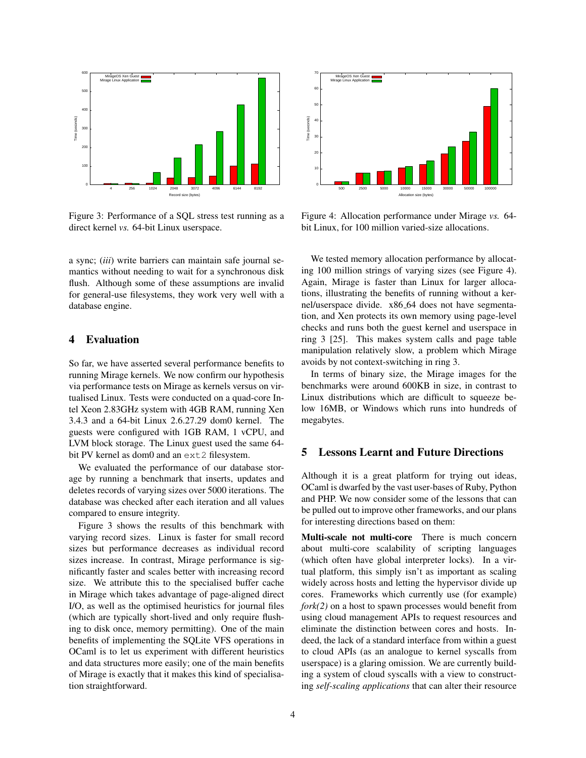Figure 3: Performance of a SQL stress test running as a direct kernel *vs.* 64-bit Linux userspace.

Figure 4: Allocation performance under Mirage *vs.* 64-bit Linux, for 100 million varied-size allocations.

a sync; (*iii*) write barriers can maintain safe journal semantics without needing to wait for a synchronous disk flush. Although some of these assumptions are invalid for general-use filesystems, they work very well with a database engine.

## 4 Evaluation

So far, we have asserted several performance benefits to running Mirage kernels. We now confirm our hypothesis via performance tests on Mirage as kernels versus on virtualised Linux. Tests were conducted on a quad-core Intel Xeon 2.83GHz system with 4GB RAM, running Xen 3.4.3 and a 64-bit Linux 2.6.27.29 dom0 kernel. The guests were configured with 1GB RAM, 1 vCPU, and LVM block storage. The Linux guest used the same 64-bit PV kernel as dom0 and an `ext2` filesystem.

We evaluated the performance of our database storage by running a benchmark that inserts, updates and deletes records of varying sizes over 5000 iterations. The database was checked after each iteration and all values compared to ensure integrity.

Figure 3 shows the results of this benchmark with varying record sizes. Linux is faster for small record sizes but performance decreases as individual record sizes increase. In contrast, Mirage performance is significantly faster and scales better with increasing record size. We attribute this to the specialised buffer cache in Mirage which takes advantage of page-aligned direct I/O, as well as the optimised heuristics for journal files (which are typically short-lived and only require flushing to disk once, memory permitting). One of the main benefits of implementing the SQLite VFS operations in OCaml is to let us experiment with different heuristics and data structures more easily; one of the main benefits of Mirage is exactly that it makes this kind of specialisation straightforward.

We tested memory allocation performance by allocating 100 million strings of varying sizes (see Figure 4). Again, Mirage is faster than Linux for larger allocations, illustrating the benefits of running without a kernel/userspace divide. x86_64 does not have segmentation, and Xen protects its own memory using page-level checks and runs both the guest kernel and userspace in ring 3 [25]. This makes system calls and page table manipulation relatively slow, a problem which Mirage avoids by not context-switching in ring 3.

In terms of binary size, the Mirage images for the benchmarks were around 600KB in size, in contrast to Linux distributions which are difficult to squeeze below 16MB, or Windows which runs into hundreds of megabytes.

## 5 Lessons Learnt and Future Directions

Although it is a great platform for trying out ideas, OCaml is dwarfed by the vast user-bases of Ruby, Python and PHP. We now consider some of the lessons that can be pulled out to improve other frameworks, and our plans for interesting directions based on them:

**Multi-scale not multi-core** There is much concern about multi-core scalability of scripting languages (which often have global interpreter locks). In a virtual platform, this simply isn't as important as scaling widely across hosts and letting the hypervisor divide up cores. Frameworks which currently use (for example) *fork(2)* on a host to spawn processes would benefit from using cloud management APIs to request resources and eliminate the distinction between cores and hosts. Indeed, the lack of a standard interface from within a guest to cloud APIs (as an analogue to kernel syscalls from userspace) is a glaring omission. We are currently building a system of cloud syscalls with a view to constructing *self-scaling applications* that can alter their resource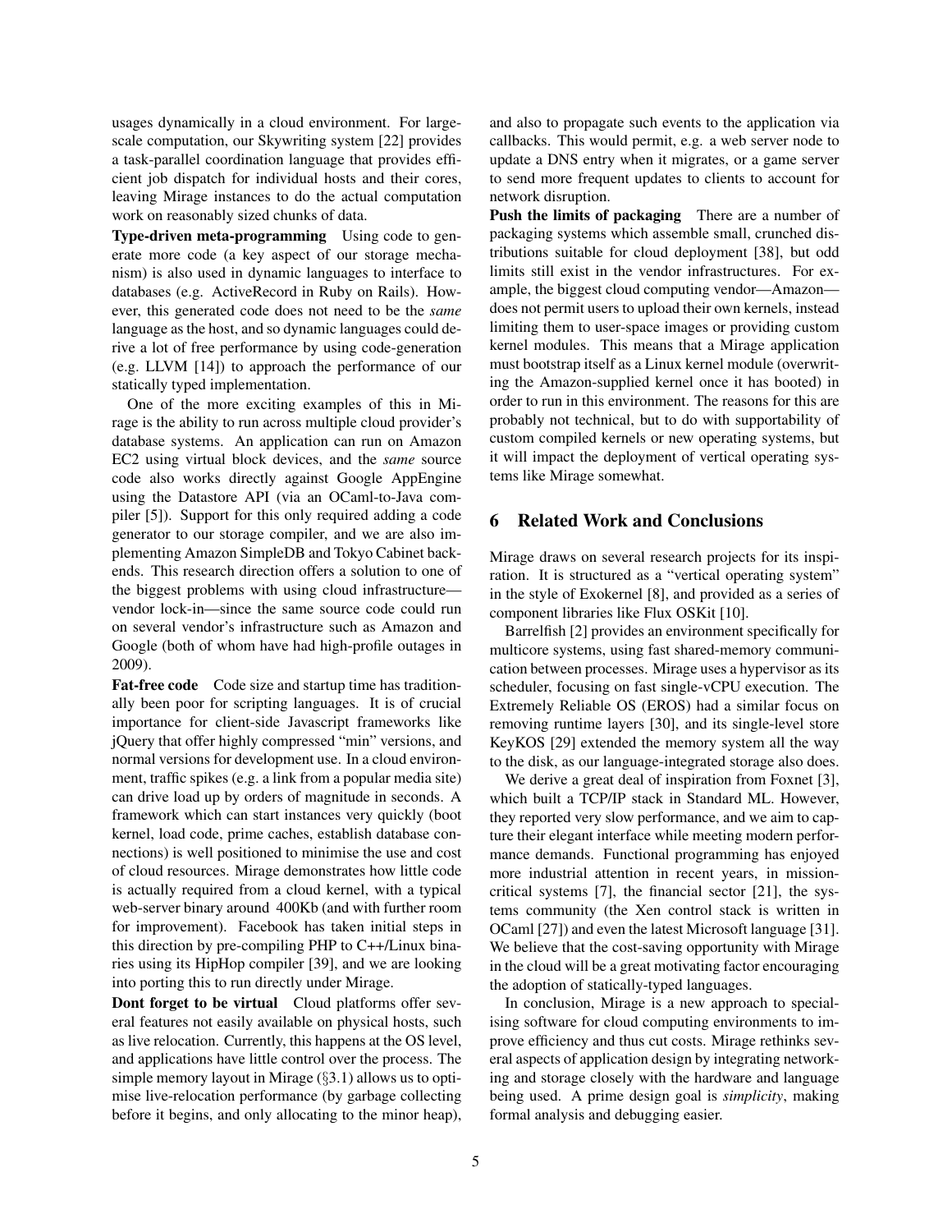usages dynamically in a cloud environment. For large-scale computation, our Skywriting system [22] provides a task-parallel coordination language that provides efficient job dispatch for individual hosts and their cores, leaving Mirage instances to do the actual computation work on reasonably sized chunks of data.

**Type-driven meta-programming** Using code to generate more code (a key aspect of our storage mechanism) is also used in dynamic languages to interface to databases (e.g. ActiveRecord in Ruby on Rails). However, this generated code does not need to be the *same* language as the host, and so dynamic languages could derive a lot of free performance by using code-generation (e.g. LLVM [14]) to approach the performance of our statically typed implementation.

One of the more exciting examples of this in Mirage is the ability to run across multiple cloud provider's database systems. An application can run on Amazon EC2 using virtual block devices, and the *same* source code also works directly against Google AppEngine using the Datastore API (via an OCaml-to-Java compiler [5]). Support for this only required adding a code generator to our storage compiler, and we are also implementing Amazon SimpleDB and Tokyo Cabinet backends. This research direction offers a solution to one of the biggest problems with using cloud infrastructure—vendor lock-in—since the same source code could run on several vendor's infrastructure such as Amazon and Google (both of whom have had high-profile outages in 2009).

**Fat-free code** Code size and startup time has traditionally been poor for scripting languages. It is of crucial importance for client-side Javascript frameworks like jQuery that offer highly compressed "min" versions, and normal versions for development use. In a cloud environment, traffic spikes (e.g. a link from a popular media site) can drive load up by orders of magnitude in seconds. A framework which can start instances very quickly (boot kernel, load code, prime caches, establish database connections) is well positioned to minimise the use and cost of cloud resources. Mirage demonstrates how little code is actually required from a cloud kernel, with a typical web-server binary around 400Kb (and with further room for improvement). Facebook has taken initial steps in this direction by pre-compiling PHP to C++/Linux binaries using its HipHop compiler [39], and we are looking into porting this to run directly under Mirage.

**Dont forget to be virtual** Cloud platforms offer several features not easily available on physical hosts, such as live relocation. Currently, this happens at the OS level, and applications have little control over the process. The simple memory layout in Mirage (§3.1) allows us to optimise live-relocation performance (by garbage collecting before it begins, and only allocating to the minor heap), and also to propagate such events to the application via callbacks. This would permit, e.g. a web server node to update a DNS entry when it migrates, or a game server to send more frequent updates to clients to account for network disruption.

**Push the limits of packaging** There are a number of packaging systems which assemble small, crunched distributions suitable for cloud deployment [38], but odd limits still exist in the vendor infrastructures. For example, the biggest cloud computing vendor—Amazon—does not permit users to upload their own kernels, instead limiting them to user-space images or providing custom kernel modules. This means that a Mirage application must bootstrap itself as a Linux kernel module (overwriting the Amazon-supplied kernel once it has booted) in order to run in this environment. The reasons for this are probably not technical, but to do with supportability of custom compiled kernels or new operating systems, but it will impact the deployment of vertical operating systems like Mirage somewhat.

## 6 Related Work and Conclusions

Mirage draws on several research projects for its inspiration. It is structured as a "vertical operating system" in the style of Exokernel [8], and provided as a series of component libraries like Flux OSKit [10].

Barrelfish [2] provides an environment specifically for multicore systems, using fast shared-memory communication between processes. Mirage uses a hypervisor as its scheduler, focusing on fast single-vCPU execution. The Extremely Reliable OS (EROS) had a similar focus on removing runtime layers [30], and its single-level store KeyKOS [29] extended the memory system all the way to the disk, as our language-integrated storage also does.

We derive a great deal of inspiration from Foxnet [3], which built a TCP/IP stack in Standard ML. However, they reported very slow performance, and we aim to capture their elegant interface while meeting modern performance demands. Functional programming has enjoyed more industrial attention in recent years, in mission-critical systems [7], the financial sector [21], the systems community (the Xen control stack is written in OCaml [27]) and even the latest Microsoft language [31]. We believe that the cost-saving opportunity with Mirage in the cloud will be a great motivating factor encouraging the adoption of statically-typed languages.

In conclusion, Mirage is a new approach to specialising software for cloud computing environments to improve efficiency and thus cut costs. Mirage rethinks several aspects of application design by integrating networking and storage closely with the hardware and language being used. A prime design goal is *simplicity*, making formal analysis and debugging easier.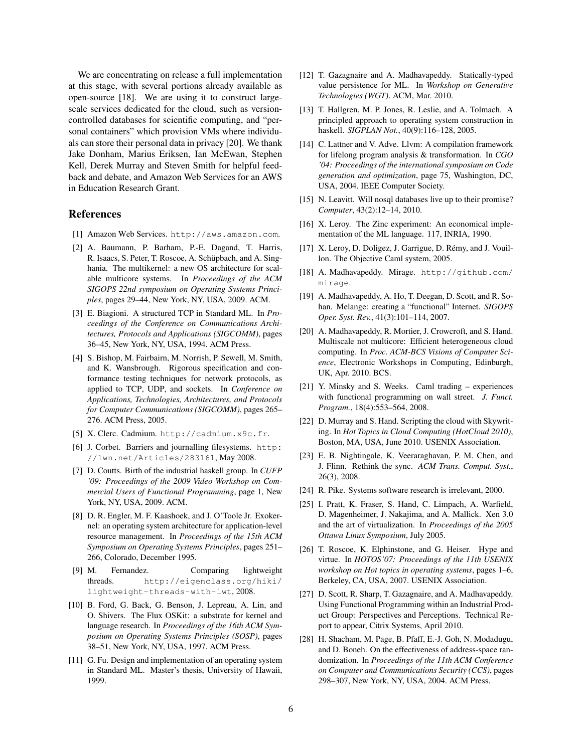We are concentrating on release a full implementation at this stage, with several portions already available as open-source [18]. We are using it to construct large-scale services dedicated for the cloud, such as version-controlled databases for scientific computing, and "personal containers" which provision VMs where individuals can store their personal data in privacy [20]. We thank Jake Donham, Marius Eriksen, Ian McEwan, Stephen Kell, Derek Murray and Steven Smith for helpful feedback and debate, and Amazon Web Services for an AWS in Education Research Grant.

## References

[1] Amazon Web Services. `http://aws.amazon.com`.

[2] A. Baumann, P. Barham, P.-E. Dagand, T. Harris, R. Isaacs, S. Peter, T. Roscoe, A. Schüpbach, and A. Singhania. The multikernel: a new OS architecture for scalable multicore systems. In *Proceedings of the ACM SIGOPS 22nd symposium on Operating Systems Principles*, pages 29–44, New York, NY, USA, 2009. ACM.

[3] E. Biagioni. A structured TCP in Standard ML. In *Proceedings of the Conference on Communications Architectures, Protocols and Applications (SIGCOMM)*, pages 36–45, New York, NY, USA, 1994. ACM Press.

[4] S. Bishop, M. Fairbairn, M. Norrish, P. Sewell, M. Smith, and K. Wansbrough. Rigorous specification and conformance testing techniques for network protocols, as applied to TCP, UDP, and sockets. In *Conference on Applications, Technologies, Architectures, and Protocols for Computer Communications (SIGCOMM)*, pages 265–276. ACM Press, 2005.

[5] X. Clerc. Cadmium. `http://cadmium.x9c.fr`.

[6] J. Corbet. Barriers and journalling filesystems. `http://lwn.net/Articles/283161`, May 2008.

[7] D. Coutts. Birth of the industrial haskell group. In *CUFP '09: Proceedings of the 2009 Video Workshop on Commercial Users of Functional Programming*, page 1, New York, NY, USA, 2009. ACM.

[8] D. R. Engler, M. F. Kaashoek, and J. O'Toole Jr. Exokernel: an operating system architecture for application-level resource management. In *Proceedings of the 15th ACM Symposium on Operating Systems Principles*, pages 251–266, Colorado, December 1995.

[9] M. Fernandez. Comparing lightweight threads. `http://eigenclass.org/hiki/lightweight-threads-with-lwt`, 2008.

[10] B. Ford, G. Back, G. Benson, J. Lepreau, A. Lin, and O. Shivers. The Flux OSKit: a substrate for kernel and language research. In *Proceedings of the 16th ACM Symposium on Operating Systems Principles (SOSP)*, pages 38–51, New York, NY, USA, 1997. ACM Press.

[11] G. Fu. Design and implementation of an operating system in Standard ML. Master's thesis, University of Hawaii, 1999.

[12] T. Gazagnaire and A. Madhavapeddy. Statically-typed value persistence for ML. In *Workshop on Generative Technologies (WGT)*. ACM, Mar. 2010.

[13] T. Hallgren, M. P. Jones, R. Leslie, and A. Tolmach. A principled approach to operating system construction in haskell. *SIGPLAN Not.*, 40(9):116–128, 2005.

[14] C. Lattner and V. Adve. Llvm: A compilation framework for lifelong program analysis & transformation. In *CGO '04: Proceedings of the international symposium on Code generation and optimization*, page 75, Washington, DC, USA, 2004. IEEE Computer Society.

[15] N. Leavitt. Will nosql databases live up to their promise? *Computer*, 43(2):12–14, 2010.

[16] X. Leroy. The Zinc experiment: An economical implementation of the ML language. 117, INRIA, 1990.

[17] X. Leroy, D. Doligez, J. Garrigue, D. Rémy, and J. Vouillon. The Objective Caml system, 2005.

[18] A. Madhavapeddy. Mirage. `http://github.com/mirage`.

[19] A. Madhavapeddy, A. Ho, T. Deegan, D. Scott, and R. Sohan. Melange: creating a "functional" Internet. *SIGOPS Oper. Syst. Rev.*, 41(3):101–114, 2007.

[20] A. Madhavapeddy, R. Mortier, J. Crowcroft, and S. Hand. Multiscale not multicore: Efficient heterogeneous cloud computing. In *Proc. ACM-BCS Visions of Computer Science*, Electronic Workshops in Computing, Edinburgh, UK, Apr. 2010. BCS.

[21] Y. Minsky and S. Weeks. Caml trading – experiences with functional programming on wall street. *J. Funct. Program.*, 18(4):553–564, 2008.

[22] D. Murray and S. Hand. Scripting the cloud with Skywriting. In *Hot Topics in Cloud Computing (HotCloud 2010)*, Boston, MA, USA, June 2010. USENIX Association.

[23] E. B. Nightingale, K. Veeraraghavan, P. M. Chen, and J. Flinn. Rethink the sync. *ACM Trans. Comput. Syst.*, 26(3), 2008.

[24] R. Pike. Systems software research is irrelevant, 2000.

[25] I. Pratt, K. Fraser, S. Hand, C. Limpach, A. Warfield, D. Magenheimer, J. Nakajima, and A. Mallick. Xen 3.0 and the art of virtualization. In *Proceedings of the 2005 Ottawa Linux Symposium*, July 2005.

[26] T. Roscoe, K. Elphinstone, and G. Heiser. Hype and virtue. In *HOTOS'07: Proceedings of the 11th USENIX workshop on Hot topics in operating systems*, pages 1–6, Berkeley, CA, USA, 2007. USENIX Association.

[27] D. Scott, R. Sharp, T. Gazagnaire, and A. Madhavapeddy. Using Functional Programming within an Industrial Product Group: Perspectives and Perceptions. Technical Report to appear, Citrix Systems, April 2010.

[28] H. Shacham, M. Page, B. Pfaff, E.-J. Goh, N. Modadugu, and D. Boneh. On the effectiveness of address-space randomization. In *Proceedings of the 11th ACM Conference on Computer and Communications Security (CCS)*, pages 298–307, New York, NY, USA, 2004. ACM Press.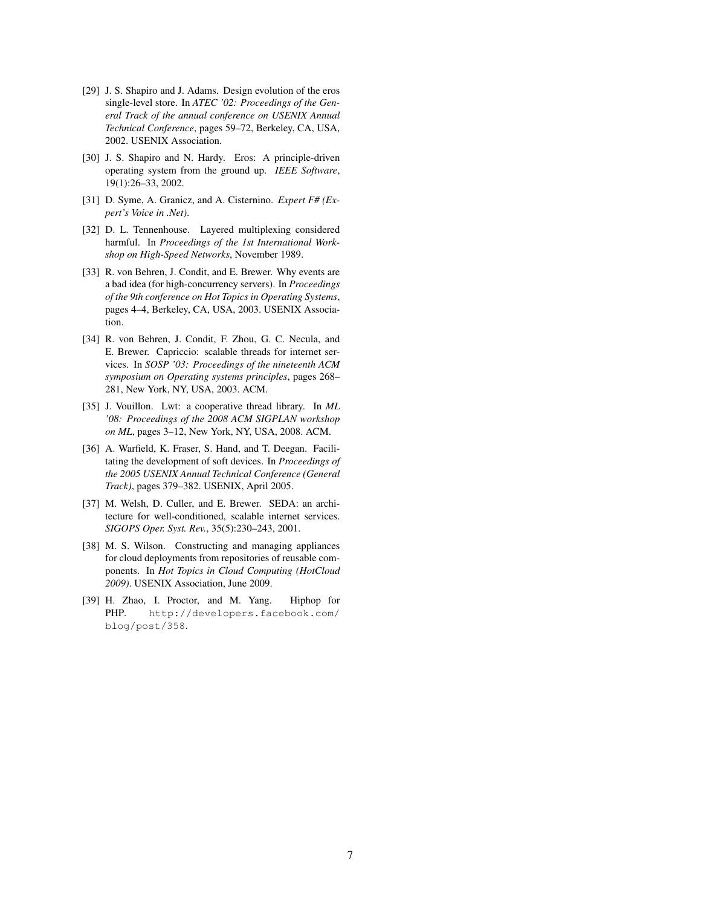[29] J. S. Shapiro and J. Adams. Design evolution of the eros single-level store. In *ATEC '02: Proceedings of the General Track of the annual conference on USENIX Annual Technical Conference*, pages 59–72, Berkeley, CA, USA, 2002. USENIX Association.

[30] J. S. Shapiro and N. Hardy. Eros: A principle-driven operating system from the ground up. *IEEE Software*, 19(1):26–33, 2002.

[31] D. Syme, A. Granicz, and A. Cisternino. *Expert F# (Expert's Voice in .Net)*.

[32] D. L. Tennenhouse. Layered multiplexing considered harmful. In *Proceedings of the 1st International Workshop on High-Speed Networks*, November 1989.

[33] R. von Behren, J. Condit, and E. Brewer. Why events are a bad idea (for high-concurrency servers). In *Proceedings of the 9th conference on Hot Topics in Operating Systems*, pages 4–4, Berkeley, CA, USA, 2003. USENIX Association.

[34] R. von Behren, J. Condit, F. Zhou, G. C. Necula, and E. Brewer. Capriccio: scalable threads for internet services. In *SOSP '03: Proceedings of the nineteenth ACM symposium on Operating systems principles*, pages 268–281, New York, NY, USA, 2003. ACM.

[35] J. Vouillon. Lwt: a cooperative thread library. In *ML '08: Proceedings of the 2008 ACM SIGPLAN workshop on ML*, pages 3–12, New York, NY, USA, 2008. ACM.

[36] A. Warfield, K. Fraser, S. Hand, and T. Deegan. Facilitating the development of soft devices. In *Proceedings of the 2005 USENIX Annual Technical Conference (General Track)*, pages 379–382. USENIX, April 2005.

[37] M. Welsh, D. Culler, and E. Brewer. SEDA: an architecture for well-conditioned, scalable internet services. *SIGOPS Oper. Syst. Rev.*, 35(5):230–243, 2001.

[38] M. S. Wilson. Constructing and managing appliances for cloud deployments from repositories of reusable components. In *Hot Topics in Cloud Computing (HotCloud 2009)*. USENIX Association, June 2009.

[39] H. Zhao, I. Proctor, and M. Yang. Hiphop for PHP. `http://developers.facebook.com/blog/post/358`.